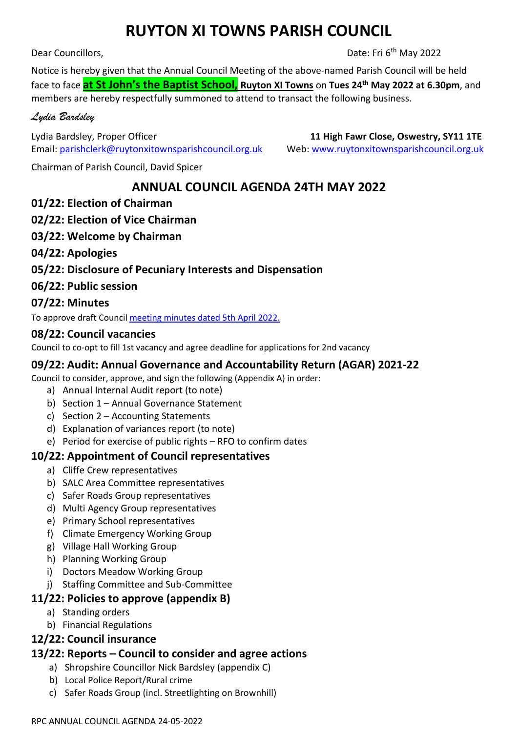# RUYTON XI TOWNS PARISH COUNCIL

Dear Councillors,

Date: Fri 6th May 2022

Notice is hereby given that the Annual Council Meeting of the above-named Parish Council will be held face to face **at St John's the Baptist School, Ruyton XI Towns** on **Tues 24th May 2022 at 6.30pm**, and members are hereby respectfully summoned to attend to transact the following business.

*Lydia Bardsley*

Lydia Bardsley, Proper Officer
Email: parishclerk@ruytonxitownsparishcouncil.org.uk

**11 High Fawr Close, Oswestry, SY11 1TE**
Web: www.ruytonxitownsparishcouncil.org.uk

Chairman of Parish Council, David Spicer

## ANNUAL COUNCIL AGENDA 24TH MAY 2022

### 01/22: Election of Chairman

### 02/22: Election of Vice Chairman

### 03/22: Welcome by Chairman

### 04/22: Apologies

### 05/22: Disclosure of Pecuniary Interests and Dispensation

### 06/22: Public session

### 07/22: Minutes

To approve draft Council meeting minutes dated 5th April 2022.

### 08/22: Council vacancies

Council to co-opt to fill 1st vacancy and agree deadline for applications for 2nd vacancy

### 09/22: Audit: Annual Governance and Accountability Return (AGAR) 2021-22

Council to consider, approve, and sign the following (Appendix A) in order:

a) Annual Internal Audit report (to note)
b) Section 1 – Annual Governance Statement
c) Section 2 – Accounting Statements
d) Explanation of variances report (to note)
e) Period for exercise of public rights – RFO to confirm dates

### 10/22: Appointment of Council representatives

a) Cliffe Crew representatives
b) SALC Area Committee representatives
c) Safer Roads Group representatives
d) Multi Agency Group representatives
e) Primary School representatives
f) Climate Emergency Working Group
g) Village Hall Working Group
h) Planning Working Group
i) Doctors Meadow Working Group
j) Staffing Committee and Sub-Committee

### 11/22: Policies to approve (appendix B)

a) Standing orders
b) Financial Regulations

### 12/22: Council insurance

### 13/22: Reports – Council to consider and agree actions

a) Shropshire Councillor Nick Bardsley (appendix C)
b) Local Police Report/Rural crime
c) Safer Roads Group (incl. Streetlighting on Brownhill)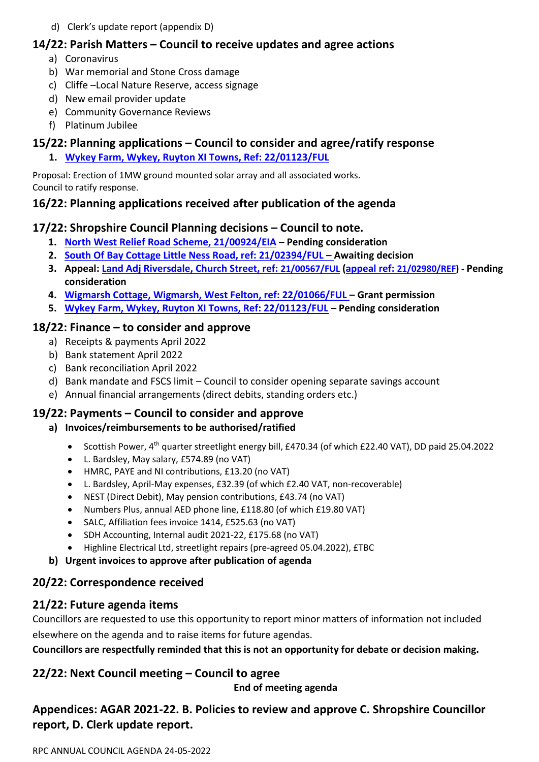d) Clerk's update report (appendix D)

## 14/22: Parish Matters – Council to receive updates and agree actions

a) Coronavirus
b) War memorial and Stone Cross damage
c) Cliffe –Local Nature Reserve, access signage
d) New email provider update
e) Community Governance Reviews
f) Platinum Jubilee

## 15/22: Planning applications – Council to consider and agree/ratify response

1. **Wykey Farm, Wykey, Ruyton XI Towns, Ref: 22/01123/FUL**

Proposal: Erection of 1MW ground mounted solar array and all associated works.
Council to ratify response.

## 16/22: Planning applications received after publication of the agenda

## 17/22: Shropshire Council Planning decisions – Council to note.

1. **North West Relief Road Scheme, 21/00924/EIA – Pending consideration**
2. **South Of Bay Cottage Little Ness Road, ref: 21/02394/FUL – Awaiting decision**
3. **Appeal: Land Adj Riversdale, Church Street, ref: 21/00567/FUL (appeal ref: 21/02980/REF) - Pending consideration**
4. **Wigmarsh Cottage, Wigmarsh, West Felton, ref: 22/01066/FUL – Grant permission**
5. **Wykey Farm, Wykey, Ruyton XI Towns, Ref: 22/01123/FUL – Pending consideration**

## 18/22: Finance – to consider and approve

a) Receipts & payments April 2022
b) Bank statement April 2022
c) Bank reconciliation April 2022
d) Bank mandate and FSCS limit – Council to consider opening separate savings account
e) Annual financial arrangements (direct debits, standing orders etc.)

## 19/22: Payments – Council to consider and approve

**a) Invoices/reimbursements to be authorised/ratified**

- Scottish Power, 4th quarter streetlight energy bill, £470.34 (of which £22.40 VAT), DD paid 25.04.2022
- L. Bardsley, May salary, £574.89 (no VAT)
- HMRC, PAYE and NI contributions, £13.20 (no VAT)
- L. Bardsley, April-May expenses, £32.39 (of which £2.40 VAT, non-recoverable)
- NEST (Direct Debit), May pension contributions, £43.74 (no VAT)
- Numbers Plus, annual AED phone line, £118.80 (of which £19.80 VAT)
- SALC, Affiliation fees invoice 1414, £525.63 (no VAT)
- SDH Accounting, Internal audit 2021-22, £175.68 (no VAT)
- Highline Electrical Ltd, streetlight repairs (pre-agreed 05.04.2022), £TBC

**b) Urgent invoices to approve after publication of agenda**

## 20/22: Correspondence received

## 21/22: Future agenda items

Councillors are requested to use this opportunity to report minor matters of information not included elsewhere on the agenda and to raise items for future agendas.

**Councillors are respectfully reminded that this is not an opportunity for debate or decision making.**

## 22/22: Next Council meeting – Council to agree

**End of meeting agenda**

## Appendices: AGAR 2021-22. B. Policies to review and approve C. Shropshire Councillor report, D. Clerk update report.